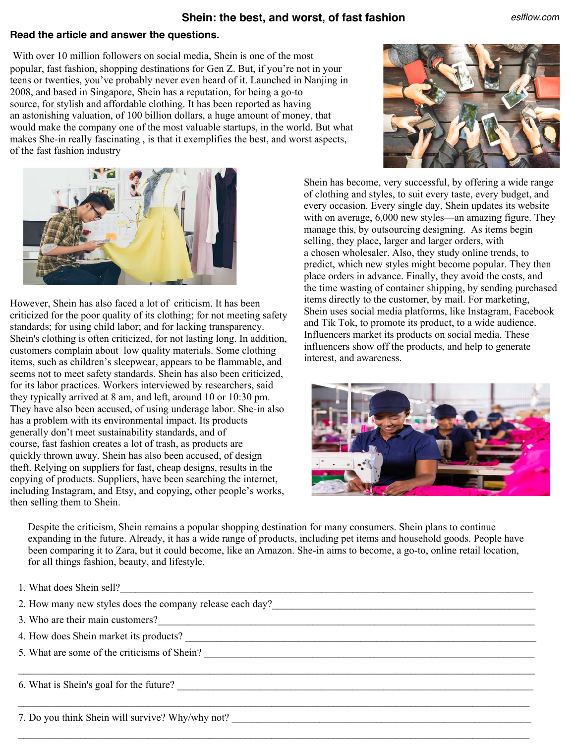# Shein: the best, and worst, of fast fashion

eslflow.com

**Read the article and answer the questions.**

With over 10 million followers on social media, Shein is one of the most popular, fast fashion, shopping destinations for Gen Z. But, if you're not in your teens or twenties, you've probably never even heard of it. Launched in Nanjing in 2008, and based in Singapore, Shein has a reputation, for being a go-to source, for stylish and affordable clothing. It has been reported as having an astonishing valuation, of 100 billion dollars, a huge amount of money, that would make the company one of the most valuable startups, in the world. But what makes She-in really fascinating , is that it exemplifies the best, and worst aspects, of the fast fashion industry

Shein has become, very successful, by offering a wide range of clothing and styles, to suit every taste, every budget, and every occasion. Every single day, Shein updates its website with on average, 6,000 new styles—an amazing figure. They manage this, by outsourcing designing. As items begin selling, they place, larger and larger orders, with a chosen wholesaler. Also, they study online trends, to predict, which new styles might become popular. They then place orders in advance. Finally, they avoid the costs, and the time wasting of container shipping, by sending purchased items directly to the customer, by mail. For marketing, Shein uses social media platforms, like Instagram, Facebook and Tik Tok, to promote its product, to a wide audience. Influencers market its products on social media. These influencers show off the products, and help to generate interest, and awareness.

However, Shein has also faced a lot of criticism. It has been criticized for the poor quality of its clothing; for not meeting safety standards; for using child labor; and for lacking transparency. Shein's clothing is often criticized, for not lasting long. In addition, customers complain about low quality materials. Some clothing items, such as children's sleepwear, appears to be flammable, and seems not to meet safety standards. Shein has also been criticized, for its labor practices. Workers interviewed by researchers, said they typically arrived at 8 am, and left, around 10 or 10:30 pm. They have also been accused, of using underage labor. She-in also has a problem with its environmental impact. Its products generally don't meet sustainability standards, and of course, fast fashion creates a lot of trash, as products are quickly thrown away. Shein has also been accused, of design theft. Relying on suppliers for fast, cheap designs, results in the copying of products. Suppliers, have been searching the internet, including Instagram, and Etsy, and copying, other people's works, then selling them to Shein.

Despite the criticism, Shein remains a popular shopping destination for many consumers. Shein plans to continue expanding in the future. Already, it has a wide range of products, including pet items and household goods. People have been comparing it to Zara, but it could become, like an Amazon. She-in aims to become, a go-to, online retail location, for all things fashion, beauty, and lifestyle.

1. What does Shein sell?\_\_\_\_\_\_\_\_\_\_\_\_\_\_\_\_\_\_\_\_\_\_\_\_\_\_\_\_\_\_\_\_\_\_\_\_\_\_\_\_\_\_\_\_
2. How many new styles does the company release each day?\_\_\_\_\_\_\_\_\_\_\_\_\_\_\_\_\_\_\_\_\_\_\_\_\_\_\_\_
3. Who are their main customers?\_\_\_\_\_\_\_\_\_\_\_\_\_\_\_\_\_\_\_\_\_\_\_\_\_\_\_\_\_\_\_\_\_\_\_\_\_\_\_\_
4. How does Shein market its products? \_\_\_\_\_\_\_\_\_\_\_\_\_\_\_\_\_\_\_\_\_\_\_\_\_\_\_\_\_\_\_\_\_\_\_\_\_\_
5. What are some of the criticisms of Shein? \_\_\_\_\_\_\_\_\_\_\_\_\_\_\_\_\_\_\_\_\_\_\_\_\_\_\_\_\_\_\_\_\_\_\_\_

   \_\_\_\_\_\_\_\_\_\_\_\_\_\_\_\_\_\_\_\_\_\_\_\_\_\_\_\_\_\_\_\_\_\_\_\_\_\_\_\_\_\_\_\_\_\_\_\_\_\_\_\_\_\_\_\_\_\_\_\_\_\_\_\_
6. What is Shein's goal for the future? \_\_\_\_\_\_\_\_\_\_\_\_\_\_\_\_\_\_\_\_\_\_\_\_\_\_\_\_\_\_\_\_\_\_\_\_\_\_\_

   \_\_\_\_\_\_\_\_\_\_\_\_\_\_\_\_\_\_\_\_\_\_\_\_\_\_\_\_\_\_\_\_\_\_\_\_\_\_\_\_\_\_\_\_\_\_\_\_\_\_\_\_\_\_\_\_\_\_\_\_\_\_\_\_
7. Do you think Shein will survive? Why/why not? \_\_\_\_\_\_\_\_\_\_\_\_\_\_\_\_\_\_\_\_\_\_\_\_\_\_\_\_\_\_\_\_

   \_\_\_\_\_\_\_\_\_\_\_\_\_\_\_\_\_\_\_\_\_\_\_\_\_\_\_\_\_\_\_\_\_\_\_\_\_\_\_\_\_\_\_\_\_\_\_\_\_\_\_\_\_\_\_\_\_\_\_\_\_\_\_\_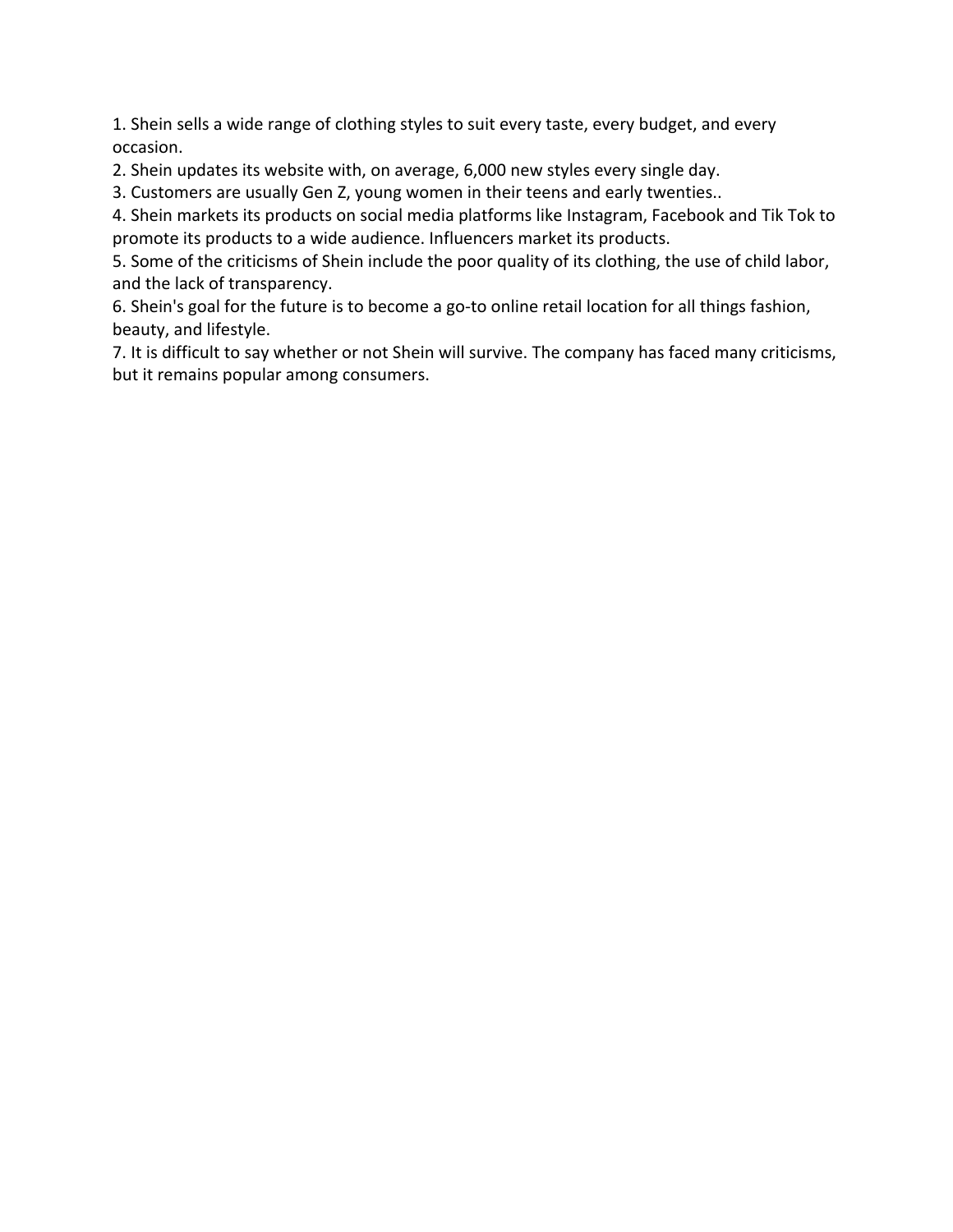1. Shein sells a wide range of clothing styles to suit every taste, every budget, and every occasion.
2. Shein updates its website with, on average, 6,000 new styles every single day.
3. Customers are usually Gen Z, young women in their teens and early twenties..
4. Shein markets its products on social media platforms like Instagram, Facebook and Tik Tok to promote its products to a wide audience. Influencers market its products.
5. Some of the criticisms of Shein include the poor quality of its clothing, the use of child labor, and the lack of transparency.
6. Shein's goal for the future is to become a go-to online retail location for all things fashion, beauty, and lifestyle.
7. It is difficult to say whether or not Shein will survive. The company has faced many criticisms, but it remains popular among consumers.